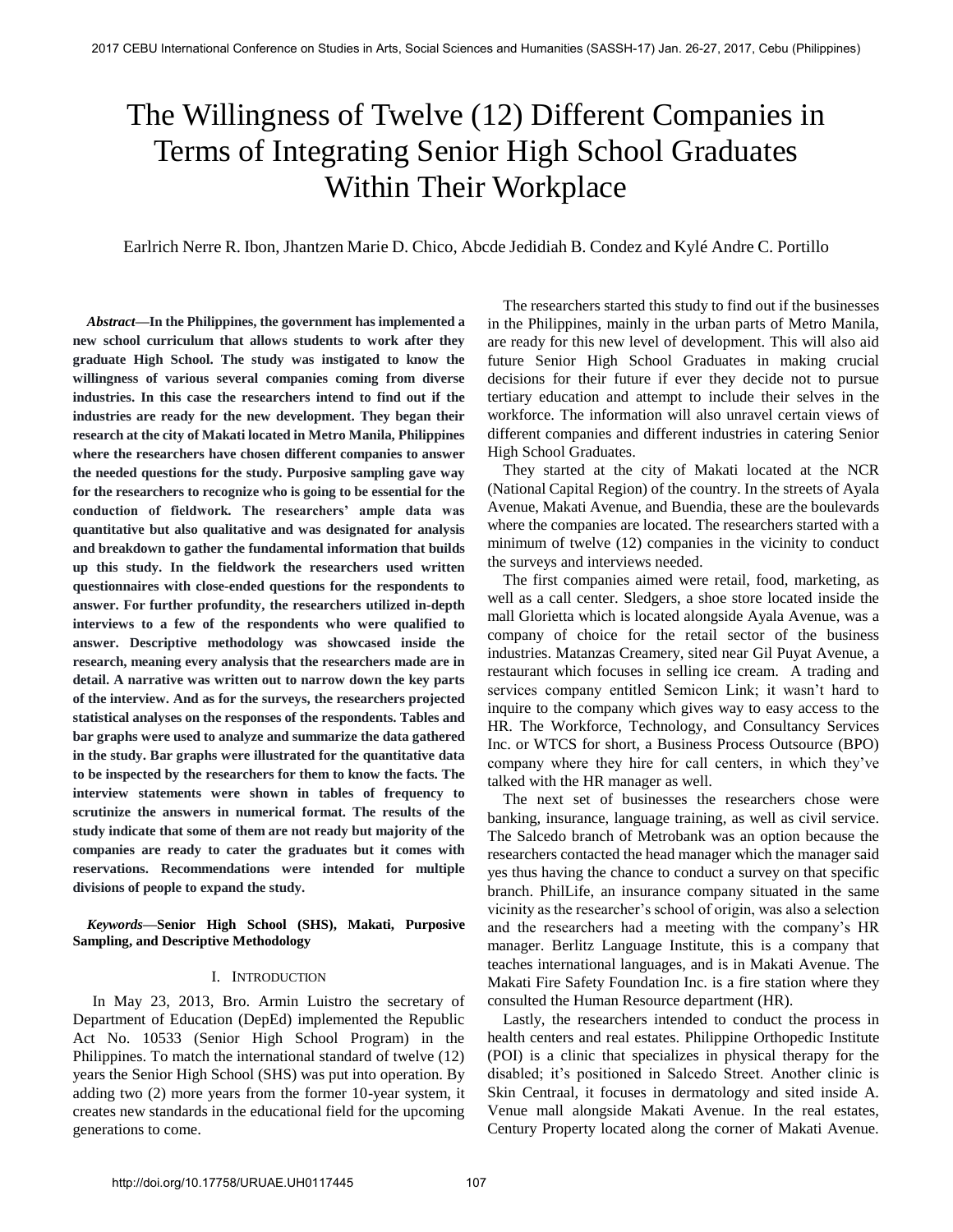# The Willingness of Twelve (12) Different Companies in Terms of Integrating Senior High School Graduates Within Their Workplace

Earlrich Nerre R. Ibon, Jhantzen Marie D. Chico, Abcde Jedidiah B. Condez and Kylé Andre C. Portillo

***Abstract*—In the Philippines, the government has implemented a new school curriculum that allows students to work after they graduate High School. The study was instigated to know the willingness of various several companies coming from diverse industries. In this case the researchers intend to find out if the industries are ready for the new development. They began their research at the city of Makati located in Metro Manila, Philippines where the researchers have chosen different companies to answer the needed questions for the study. Purposive sampling gave way for the researchers to recognize who is going to be essential for the conduction of fieldwork. The researchers' ample data was quantitative but also qualitative and was designated for analysis and breakdown to gather the fundamental information that builds up this study. In the fieldwork the researchers used written questionnaires with close-ended questions for the respondents to answer. For further profundity, the researchers utilized in-depth interviews to a few of the respondents who were qualified to answer. Descriptive methodology was showcased inside the research, meaning every analysis that the researchers made are in detail. A narrative was written out to narrow down the key parts of the interview. And as for the surveys, the researchers projected statistical analyses on the responses of the respondents. Tables and bar graphs were used to analyze and summarize the data gathered in the study. Bar graphs were illustrated for the quantitative data to be inspected by the researchers for them to know the facts. The interview statements were shown in tables of frequency to scrutinize the answers in numerical format. The results of the study indicate that some of them are not ready but majority of the companies are ready to cater the graduates but it comes with reservations. Recommendations were intended for multiple divisions of people to expand the study.**

***Keywords*—Senior High School (SHS), Makati, Purposive Sampling, and Descriptive Methodology**

## I. Introduction

In May 23, 2013, Bro. Armin Luistro the secretary of Department of Education (DepEd) implemented the Republic Act No. 10533 (Senior High School Program) in the Philippines. To match the international standard of twelve (12) years the Senior High School (SHS) was put into operation. By adding two (2) more years from the former 10-year system, it creates new standards in the educational field for the upcoming generations to come.

The researchers started this study to find out if the businesses in the Philippines, mainly in the urban parts of Metro Manila, are ready for this new level of development. This will also aid future Senior High School Graduates in making crucial decisions for their future if ever they decide not to pursue tertiary education and attempt to include their selves in the workforce. The information will also unravel certain views of different companies and different industries in catering Senior High School Graduates.

They started at the city of Makati located at the NCR (National Capital Region) of the country. In the streets of Ayala Avenue, Makati Avenue, and Buendia, these are the boulevards where the companies are located. The researchers started with a minimum of twelve (12) companies in the vicinity to conduct the surveys and interviews needed.

The first companies aimed were retail, food, marketing, as well as a call center. Sledgers, a shoe store located inside the mall Glorietta which is located alongside Ayala Avenue, was a company of choice for the retail sector of the business industries. Matanzas Creamery, sited near Gil Puyat Avenue, a restaurant which focuses in selling ice cream. A trading and services company entitled Semicon Link; it wasn't hard to inquire to the company which gives way to easy access to the HR. The Workforce, Technology, and Consultancy Services Inc. or WTCS for short, a Business Process Outsource (BPO) company where they hire for call centers, in which they've talked with the HR manager as well.

The next set of businesses the researchers chose were banking, insurance, language training, as well as civil service. The Salcedo branch of Metrobank was an option because the researchers contacted the head manager which the manager said yes thus having the chance to conduct a survey on that specific branch. PhilLife, an insurance company situated in the same vicinity as the researcher's school of origin, was also a selection and the researchers had a meeting with the company's HR manager. Berlitz Language Institute, this is a company that teaches international languages, and is in Makati Avenue. The Makati Fire Safety Foundation Inc. is a fire station where they consulted the Human Resource department (HR).

Lastly, the researchers intended to conduct the process in health centers and real estates. Philippine Orthopedic Institute (POI) is a clinic that specializes in physical therapy for the disabled; it's positioned in Salcedo Street. Another clinic is Skin Centraal, it focuses in dermatology and sited inside A. Venue mall alongside Makati Avenue. In the real estates, Century Property located along the corner of Makati Avenue.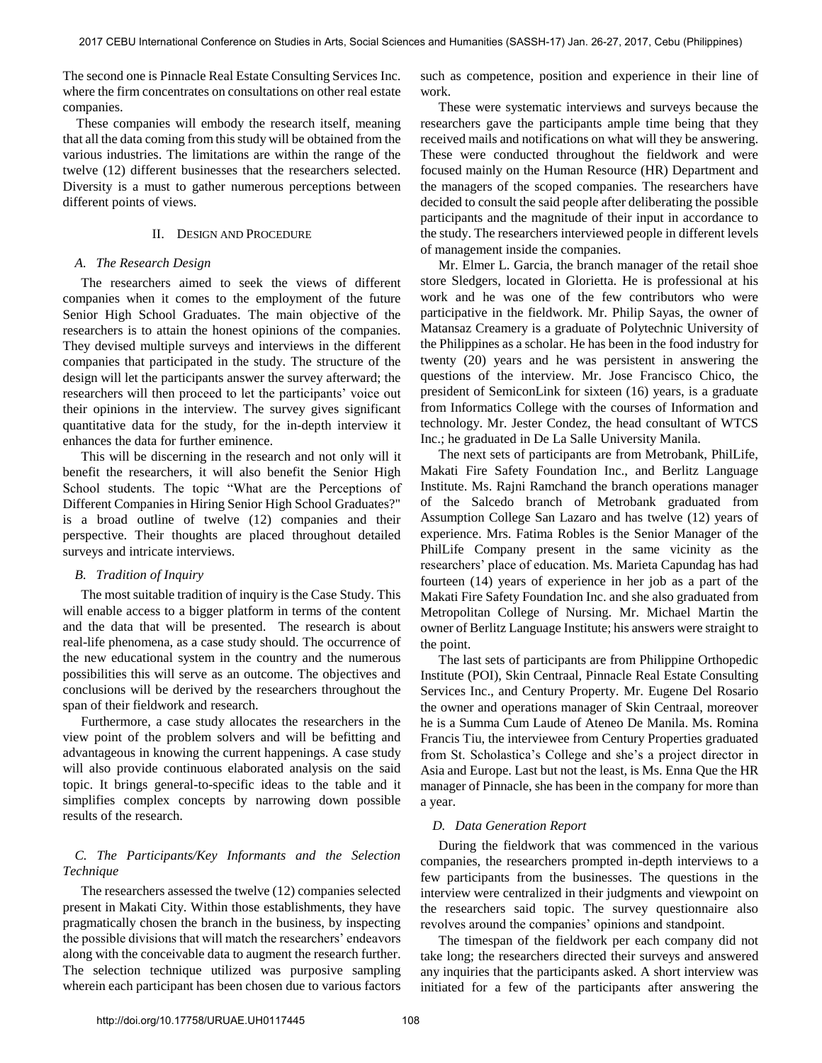The second one is Pinnacle Real Estate Consulting Services Inc. where the firm concentrates on consultations on other real estate companies.

These companies will embody the research itself, meaning that all the data coming from this study will be obtained from the various industries. The limitations are within the range of the twelve (12) different businesses that the researchers selected. Diversity is a must to gather numerous perceptions between different points of views.

## II. Design and Procedure

### A. The Research Design

The researchers aimed to seek the views of different companies when it comes to the employment of the future Senior High School Graduates. The main objective of the researchers is to attain the honest opinions of the companies. They devised multiple surveys and interviews in the different companies that participated in the study. The structure of the design will let the participants answer the survey afterward; the researchers will then proceed to let the participants' voice out their opinions in the interview. The survey gives significant quantitative data for the study, for the in-depth interview it enhances the data for further eminence.

This will be discerning in the research and not only will it benefit the researchers, it will also benefit the Senior High School students. The topic "What are the Perceptions of Different Companies in Hiring Senior High School Graduates?" is a broad outline of twelve (12) companies and their perspective. Their thoughts are placed throughout detailed surveys and intricate interviews.

### B. Tradition of Inquiry

The most suitable tradition of inquiry is the Case Study. This will enable access to a bigger platform in terms of the content and the data that will be presented. The research is about real-life phenomena, as a case study should. The occurrence of the new educational system in the country and the numerous possibilities this will serve as an outcome. The objectives and conclusions will be derived by the researchers throughout the span of their fieldwork and research.

Furthermore, a case study allocates the researchers in the view point of the problem solvers and will be befitting and advantageous in knowing the current happenings. A case study will also provide continuous elaborated analysis on the said topic. It brings general-to-specific ideas to the table and it simplifies complex concepts by narrowing down possible results of the research.

### C. The Participants/Key Informants and the Selection Technique

The researchers assessed the twelve (12) companies selected present in Makati City. Within those establishments, they have pragmatically chosen the branch in the business, by inspecting the possible divisions that will match the researchers' endeavors along with the conceivable data to augment the research further. The selection technique utilized was purposive sampling wherein each participant has been chosen due to various factors such as competence, position and experience in their line of work.

These were systematic interviews and surveys because the researchers gave the participants ample time being that they received mails and notifications on what will they be answering. These were conducted throughout the fieldwork and were focused mainly on the Human Resource (HR) Department and the managers of the scoped companies. The researchers have decided to consult the said people after deliberating the possible participants and the magnitude of their input in accordance to the study. The researchers interviewed people in different levels of management inside the companies.

Mr. Elmer L. Garcia, the branch manager of the retail shoe store Sledgers, located in Glorietta. He is professional at his work and he was one of the few contributors who were participative in the fieldwork. Mr. Philip Sayas, the owner of Matansaz Creamery is a graduate of Polytechnic University of the Philippines as a scholar. He has been in the food industry for twenty (20) years and he was persistent in answering the questions of the interview. Mr. Jose Francisco Chico, the president of SemiconLink for sixteen (16) years, is a graduate from Informatics College with the courses of Information and technology. Mr. Jester Condez, the head consultant of WTCS Inc.; he graduated in De La Salle University Manila.

The next sets of participants are from Metrobank, PhilLife, Makati Fire Safety Foundation Inc., and Berlitz Language Institute. Ms. Rajni Ramchand the branch operations manager of the Salcedo branch of Metrobank graduated from Assumption College San Lazaro and has twelve (12) years of experience. Mrs. Fatima Robles is the Senior Manager of the PhilLife Company present in the same vicinity as the researchers' place of education. Ms. Marieta Capundag has had fourteen (14) years of experience in her job as a part of the Makati Fire Safety Foundation Inc. and she also graduated from Metropolitan College of Nursing. Mr. Michael Martin the owner of Berlitz Language Institute; his answers were straight to the point.

The last sets of participants are from Philippine Orthopedic Institute (POI), Skin Centraal, Pinnacle Real Estate Consulting Services Inc., and Century Property. Mr. Eugene Del Rosario the owner and operations manager of Skin Centraal, moreover he is a Summa Cum Laude of Ateneo De Manila. Ms. Romina Francis Tiu, the interviewee from Century Properties graduated from St. Scholastica's College and she's a project director in Asia and Europe. Last but not the least, is Ms. Enna Que the HR manager of Pinnacle, she has been in the company for more than a year.

### D. Data Generation Report

During the fieldwork that was commenced in the various companies, the researchers prompted in-depth interviews to a few participants from the businesses. The questions in the interview were centralized in their judgments and viewpoint on the researchers said topic. The survey questionnaire also revolves around the companies' opinions and standpoint.

The timespan of the fieldwork per each company did not take long; the researchers directed their surveys and answered any inquiries that the participants asked. A short interview was initiated for a few of the participants after answering the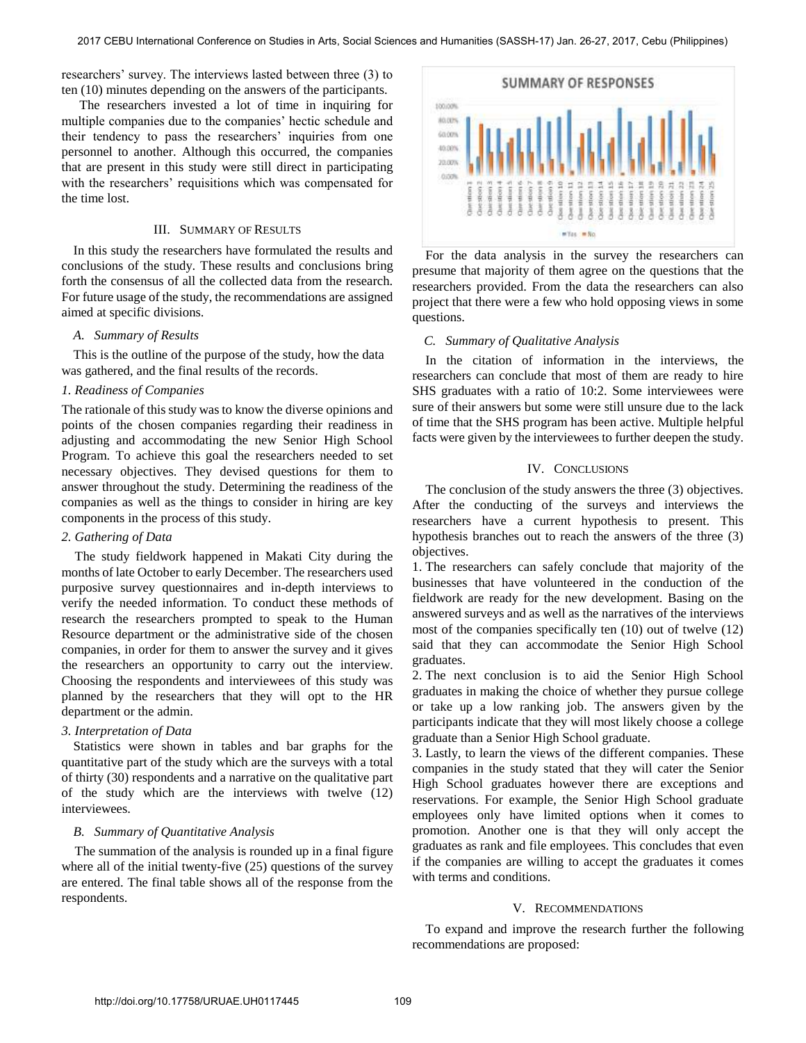researchers' survey. The interviews lasted between three (3) to ten (10) minutes depending on the answers of the participants.

The researchers invested a lot of time in inquiring for multiple companies due to the companies' hectic schedule and their tendency to pass the researchers' inquiries from one personnel to another. Although this occurred, the companies that are present in this study were still direct in participating with the researchers' requisitions which was compensated for the time lost.

## III. Summary of Results

In this study the researchers have formulated the results and conclusions of the study. These results and conclusions bring forth the consensus of all the collected data from the research. For future usage of the study, the recommendations are assigned aimed at specific divisions.

### *A. Summary of Results*

This is the outline of the purpose of the study, how the data was gathered, and the final results of the records.

*1. Readiness of Companies*

The rationale of this study was to know the diverse opinions and points of the chosen companies regarding their readiness in adjusting and accommodating the new Senior High School Program. To achieve this goal the researchers needed to set necessary objectives. They devised questions for them to answer throughout the study. Determining the readiness of the companies as well as the things to consider in hiring are key components in the process of this study.

*2. Gathering of Data*

The study fieldwork happened in Makati City during the months of late October to early December. The researchers used purposive survey questionnaires and in-depth interviews to verify the needed information. To conduct these methods of research the researchers prompted to speak to the Human Resource department or the administrative side of the chosen companies, in order for them to answer the survey and it gives the researchers an opportunity to carry out the interview. Choosing the respondents and interviewees of this study was planned by the researchers that they will opt to the HR department or the admin.

*3. Interpretation of Data*

Statistics were shown in tables and bar graphs for the quantitative part of the study which are the surveys with a total of thirty (30) respondents and a narrative on the qualitative part of the study which are the interviews with twelve (12) interviewees.

### *B. Summary of Quantitative Analysis*

The summation of the analysis is rounded up in a final figure where all of the initial twenty-five (25) questions of the survey are entered. The final table shows all of the response from the respondents.

For the data analysis in the survey the researchers can presume that majority of them agree on the questions that the researchers provided. From the data the researchers can also project that there were a few who hold opposing views in some questions.

### *C. Summary of Qualitative Analysis*

In the citation of information in the interviews, the researchers can conclude that most of them are ready to hire SHS graduates with a ratio of 10:2. Some interviewees were sure of their answers but some were still unsure due to the lack of time that the SHS program has been active. Multiple helpful facts were given by the interviewees to further deepen the study.

## IV. Conclusions

The conclusion of the study answers the three (3) objectives. After the conducting of the surveys and interviews the researchers have a current hypothesis to present. This hypothesis branches out to reach the answers of the three (3) objectives.

1. The researchers can safely conclude that majority of the businesses that have volunteered in the conduction of the fieldwork are ready for the new development. Basing on the answered surveys and as well as the narratives of the interviews most of the companies specifically ten (10) out of twelve (12) said that they can accommodate the Senior High School graduates.
2. The next conclusion is to aid the Senior High School graduates in making the choice of whether they pursue college or take up a low ranking job. The answers given by the participants indicate that they will most likely choose a college graduate than a Senior High School graduate.
3. Lastly, to learn the views of the different companies. These companies in the study stated that they will cater the Senior High School graduates however there are exceptions and reservations. For example, the Senior High School graduate employees only have limited options when it comes to promotion. Another one is that they will only accept the graduates as rank and file employees. This concludes that even if the companies are willing to accept the graduates it comes with terms and conditions.

## V. Recommendations

To expand and improve the research further the following recommendations are proposed: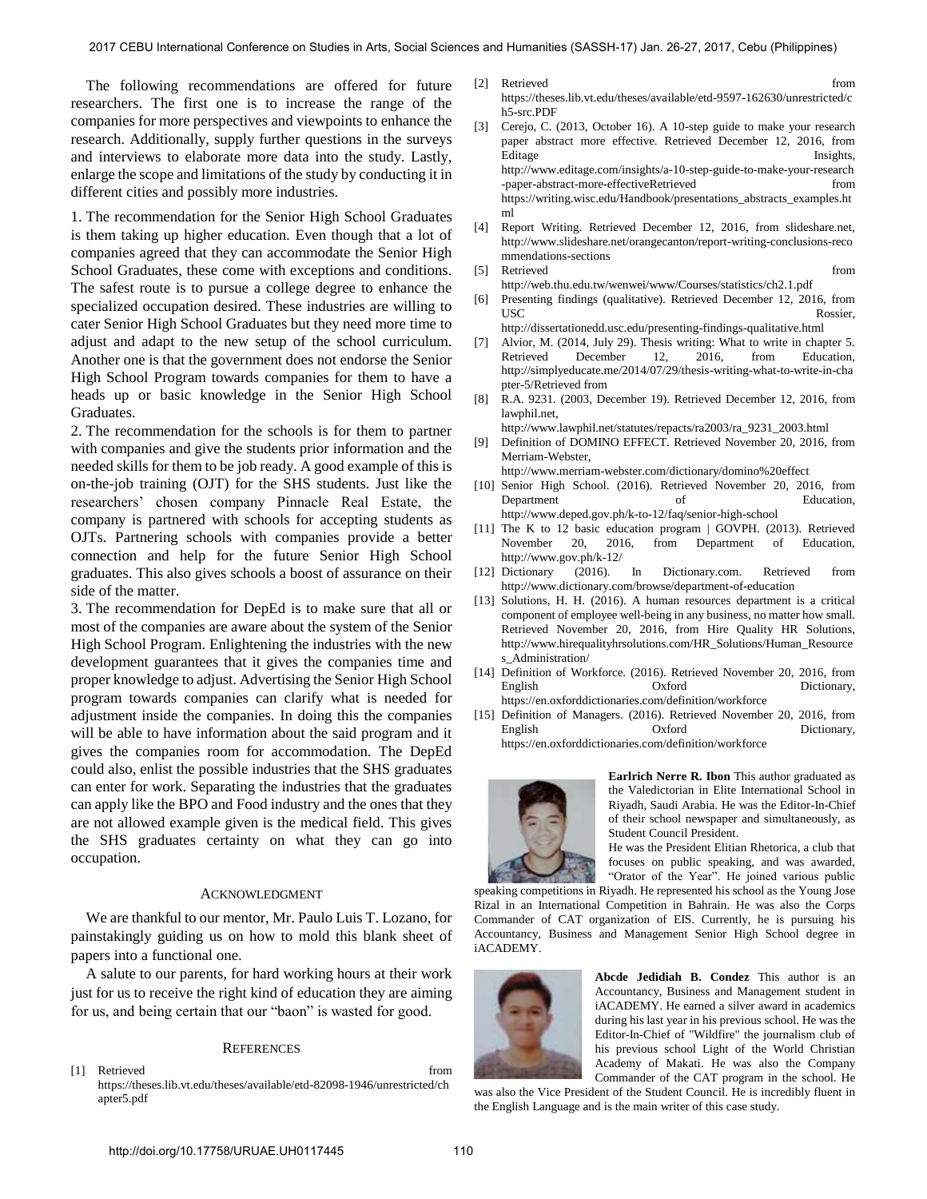The following recommendations are offered for future researchers. The first one is to increase the range of the companies for more perspectives and viewpoints to enhance the research. Additionally, supply further questions in the surveys and interviews to elaborate more data into the study. Lastly, enlarge the scope and limitations of the study by conducting it in different cities and possibly more industries.

1. The recommendation for the Senior High School Graduates is them taking up higher education. Even though that a lot of companies agreed that they can accommodate the Senior High School Graduates, these come with exceptions and conditions. The safest route is to pursue a college degree to enhance the specialized occupation desired. These industries are willing to cater Senior High School Graduates but they need more time to adjust and adapt to the new setup of the school curriculum. Another one is that the government does not endorse the Senior High School Program towards companies for them to have a heads up or basic knowledge in the Senior High School Graduates.
2. The recommendation for the schools is for them to partner with companies and give the students prior information and the needed skills for them to be job ready. A good example of this is on-the-job training (OJT) for the SHS students. Just like the researchers' chosen company Pinnacle Real Estate, the company is partnered with schools for accepting students as OJTs. Partnering schools with companies provide a better connection and help for the future Senior High School graduates. This also gives schools a boost of assurance on their side of the matter.
3. The recommendation for DepEd is to make sure that all or most of the companies are aware about the system of the Senior High School Program. Enlightening the industries with the new development guarantees that it gives the companies time and proper knowledge to adjust. Advertising the Senior High School program towards companies can clarify what is needed for adjustment inside the companies. In doing this the companies will be able to have information about the said program and it gives the companies room for accommodation. The DepEd could also, enlist the possible industries that the SHS graduates can enter for work. Separating the industries that the graduates can apply like the BPO and Food industry and the ones that they are not allowed example given is the medical field. This gives the SHS graduates certainty on what they can go into occupation.

## Acknowledgment

We are thankful to our mentor, Mr. Paulo Luis T. Lozano, for painstakingly guiding us on how to mold this blank sheet of papers into a functional one.

A salute to our parents, for hard working hours at their work just for us to receive the right kind of education they are aiming for us, and being certain that our "baon" is wasted for good.

## References

[1] Retrieved from https://theses.lib.vt.edu/theses/available/etd-82098-1946/unrestricted/chapter5.pdf

[2] Retrieved from https://theses.lib.vt.edu/theses/available/etd-9597-162630/unrestricted/ch5-src.PDF

[3] Cerejo, C. (2013, October 16). A 10-step guide to make your research paper abstract more effective. Retrieved December 12, 2016, from Editage Insights, http://www.editage.com/insights/a-10-step-guide-to-make-your-research-paper-abstract-more-effectiveRetrieved from https://writing.wisc.edu/Handbook/presentations_abstracts_examples.html

[4] Report Writing. Retrieved December 12, 2016, from slideshare.net, http://www.slideshare.net/orangecanton/report-writing-conclusions-recommendations-sections

[5] Retrieved from http://web.thu.edu.tw/wenwei/www/Courses/statistics/ch2.1.pdf

[6] Presenting findings (qualitative). Retrieved December 12, 2016, from USC Rossier, http://dissertationedd.usc.edu/presenting-findings-qualitative.html

[7] Alvior, M. (2014, July 29). Thesis writing: What to write in chapter 5. Retrieved December 12, 2016, from Education, http://simplyeducate.me/2014/07/29/thesis-writing-what-to-write-in-chapter-5/Retrieved from

[8] R.A. 9231. (2003, December 19). Retrieved December 12, 2016, from lawphil.net, http://www.lawphil.net/statutes/repacts/ra2003/ra_9231_2003.html

[9] Definition of DOMINO EFFECT. Retrieved November 20, 2016, from Merriam-Webster, http://www.merriam-webster.com/dictionary/domino%20effect

[10] Senior High School. (2016). Retrieved November 20, 2016, from Department of Education, http://www.deped.gov.ph/k-to-12/faq/senior-high-school

[11] The K to 12 basic education program | GOVPH. (2013). Retrieved November 20, 2016, from Department of Education, http://www.gov.ph/k-12/

[12] Dictionary (2016). In Dictionary.com. Retrieved from http://www.dictionary.com/browse/department-of-education

[13] Solutions, H. H. (2016). A human resources department is a critical component of employee well-being in any business, no matter how small. Retrieved November 20, 2016, from Hire Quality HR Solutions, http://www.hirequalityhrsolutions.com/HR_Solutions/Human_Resources_Administration/

[14] Definition of Workforce. (2016). Retrieved November 20, 2016, from English Oxford Dictionary, https://en.oxforddictionaries.com/definition/workforce

[15] Definition of Managers. (2016). Retrieved November 20, 2016, from English Oxford Dictionary, https://en.oxforddictionaries.com/definition/workforce

**Earlrich Nerre R. Ibon** This author graduated as the Valedictorian in Elite International School in Riyadh, Saudi Arabia. He was the Editor-In-Chief of their school newspaper and simultaneously, as Student Council President.
He was the President Elitian Rhetorica, a club that focuses on public speaking, and was awarded, "Orator of the Year". He joined various public speaking competitions in Riyadh. He represented his school as the Young Jose Rizal in an International Competition in Bahrain. He was also the Corps Commander of CAT organization of EIS. Currently, he is pursuing his Accountancy, Business and Management Senior High School degree in iACADEMY.

**Abcde Jedidiah B. Condez** This author is an Accountancy, Business and Management student in iACADEMY. He earned a silver award in academics during his last year in his previous school. He was the Editor-In-Chief of "Wildfire" the journalism club of his previous school Light of the World Christian Academy of Makati. He was also the Company Commander of the CAT program in the school. He was also the Vice President of the Student Council. He is incredibly fluent in the English Language and is the main writer of this case study.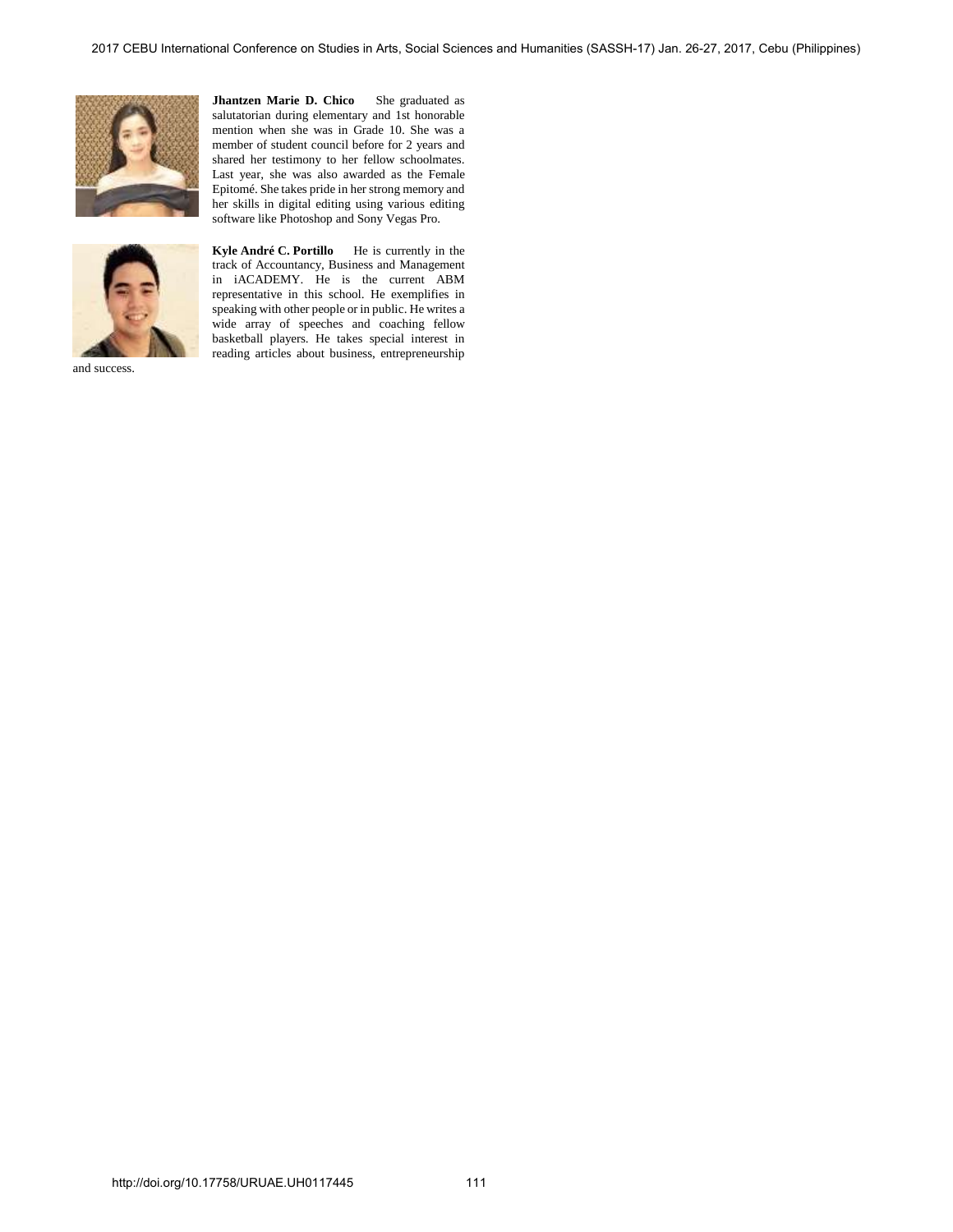**Jhantzen Marie D. Chico** She graduated as salutatorian during elementary and 1st honorable mention when she was in Grade 10. She was a member of student council before for 2 years and shared her testimony to her fellow schoolmates. Last year, she was also awarded as the Female Epitomé. She takes pride in her strong memory and her skills in digital editing using various editing software like Photoshop and Sony Vegas Pro.

**Kyle André C. Portillo** He is currently in the track of Accountancy, Business and Management in iACADEMY. He is the current ABM representative in this school. He exemplifies in speaking with other people or in public. He writes a wide array of speeches and coaching fellow basketball players. He takes special interest in reading articles about business, entrepreneurship and success.